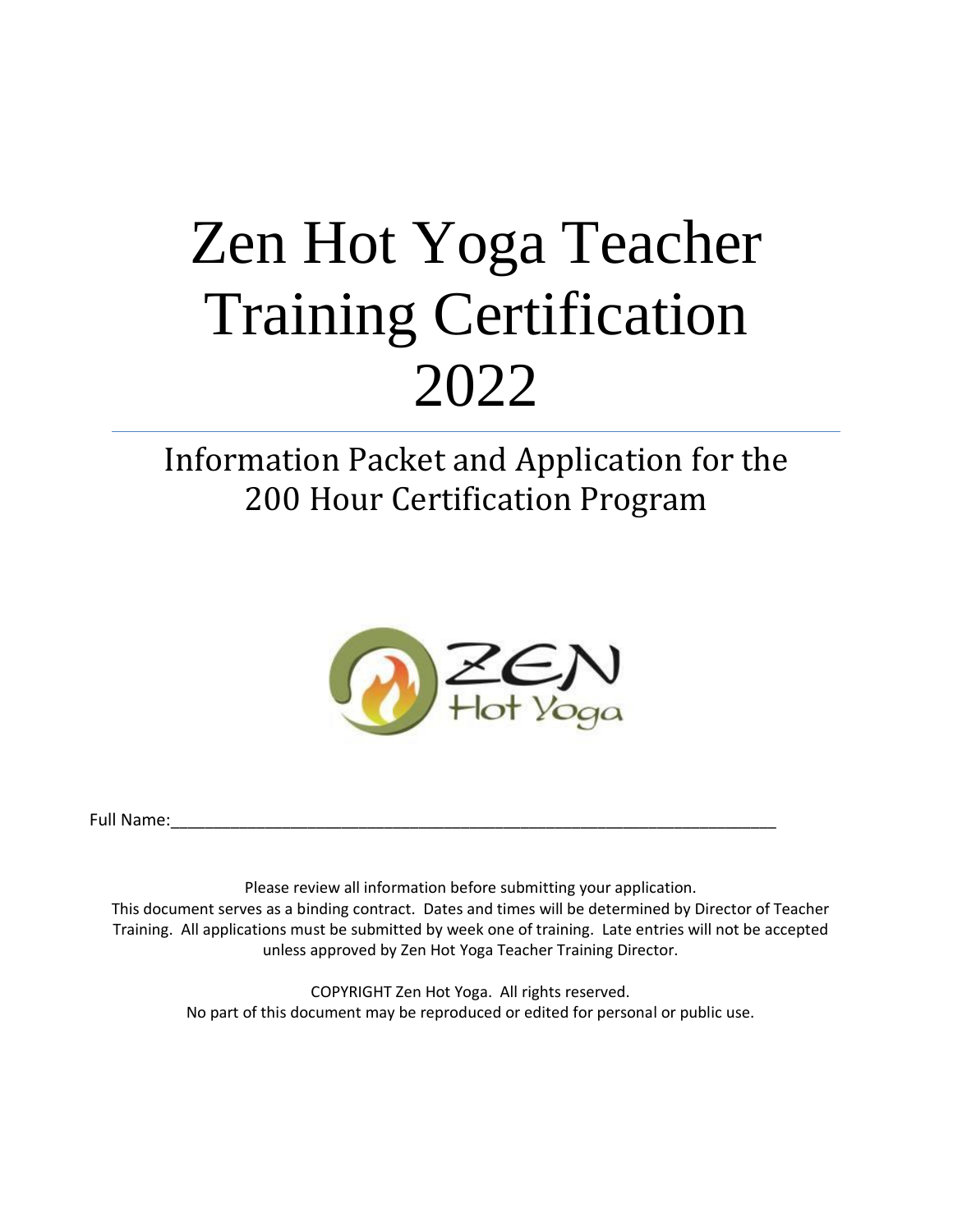# Zen Hot Yoga Teacher Training Certification 2022

## Information Packet and Application for the 200 Hour Certification Program

Full Name:_______________________________________________________________

Please review all information before submitting your application.
This document serves as a binding contract. Dates and times will be determined by Director of Teacher Training. All applications must be submitted by week one of training. Late entries will not be accepted unless approved by Zen Hot Yoga Teacher Training Director.

COPYRIGHT Zen Hot Yoga. All rights reserved.
No part of this document may be reproduced or edited for personal or public use.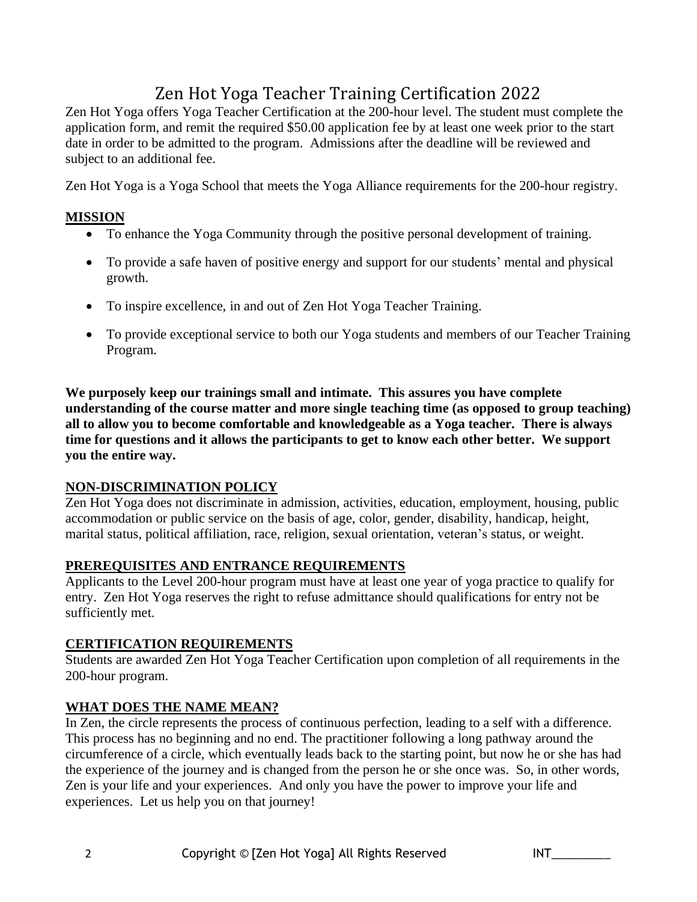# Zen Hot Yoga Teacher Training Certification 2022

Zen Hot Yoga offers Yoga Teacher Certification at the 200-hour level. The student must complete the application form, and remit the required $50.00 application fee by at least one week prior to the start date in order to be admitted to the program. Admissions after the deadline will be reviewed and subject to an additional fee.

Zen Hot Yoga is a Yoga School that meets the Yoga Alliance requirements for the 200-hour registry.

## MISSION

- To enhance the Yoga Community through the positive personal development of training.
- To provide a safe haven of positive energy and support for our students' mental and physical growth.
- To inspire excellence, in and out of Zen Hot Yoga Teacher Training.
- To provide exceptional service to both our Yoga students and members of our Teacher Training Program.

**We purposely keep our trainings small and intimate. This assures you have complete understanding of the course matter and more single teaching time (as opposed to group teaching) all to allow you to become comfortable and knowledgeable as a Yoga teacher. There is always time for questions and it allows the participants to get to know each other better. We support you the entire way.**

## NON-DISCRIMINATION POLICY

Zen Hot Yoga does not discriminate in admission, activities, education, employment, housing, public accommodation or public service on the basis of age, color, gender, disability, handicap, height, marital status, political affiliation, race, religion, sexual orientation, veteran's status, or weight.

## PREREQUISITES AND ENTRANCE REQUIREMENTS

Applicants to the Level 200-hour program must have at least one year of yoga practice to qualify for entry. Zen Hot Yoga reserves the right to refuse admittance should qualifications for entry not be sufficiently met.

## CERTIFICATION REQUIREMENTS

Students are awarded Zen Hot Yoga Teacher Certification upon completion of all requirements in the 200-hour program.

## WHAT DOES THE NAME MEAN?

In Zen, the circle represents the process of continuous perfection, leading to a self with a difference. This process has no beginning and no end. The practitioner following a long pathway around the circumference of a circle, which eventually leads back to the starting point, but now he or she has had the experience of the journey and is changed from the person he or she once was. So, in other words, Zen is your life and your experiences. And only you have the power to improve your life and experiences. Let us help you on that journey!

INT_________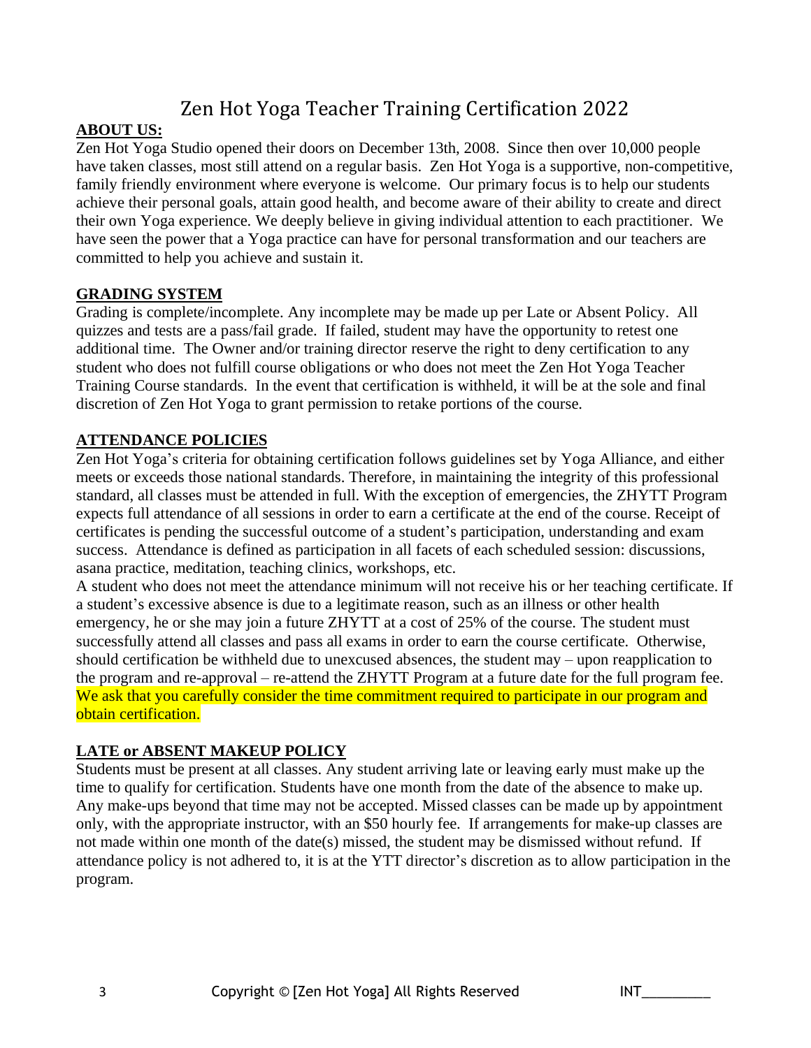# Zen Hot Yoga Teacher Training Certification 2022

**ABOUT US:**

Zen Hot Yoga Studio opened their doors on December 13th, 2008. Since then over 10,000 people have taken classes, most still attend on a regular basis. Zen Hot Yoga is a supportive, non-competitive, family friendly environment where everyone is welcome. Our primary focus is to help our students achieve their personal goals, attain good health, and become aware of their ability to create and direct their own Yoga experience. We deeply believe in giving individual attention to each practitioner. We have seen the power that a Yoga practice can have for personal transformation and our teachers are committed to help you achieve and sustain it.

**GRADING SYSTEM**

Grading is complete/incomplete. Any incomplete may be made up per Late or Absent Policy. All quizzes and tests are a pass/fail grade. If failed, student may have the opportunity to retest one additional time. The Owner and/or training director reserve the right to deny certification to any student who does not fulfill course obligations or who does not meet the Zen Hot Yoga Teacher Training Course standards. In the event that certification is withheld, it will be at the sole and final discretion of Zen Hot Yoga to grant permission to retake portions of the course.

**ATTENDANCE POLICIES**

Zen Hot Yoga's criteria for obtaining certification follows guidelines set by Yoga Alliance, and either meets or exceeds those national standards. Therefore, in maintaining the integrity of this professional standard, all classes must be attended in full. With the exception of emergencies, the ZHYTT Program expects full attendance of all sessions in order to earn a certificate at the end of the course. Receipt of certificates is pending the successful outcome of a student's participation, understanding and exam success. Attendance is defined as participation in all facets of each scheduled session: discussions, asana practice, meditation, teaching clinics, workshops, etc.

A student who does not meet the attendance minimum will not receive his or her teaching certificate. If a student's excessive absence is due to a legitimate reason, such as an illness or other health emergency, he or she may join a future ZHYTT at a cost of 25% of the course. The student must successfully attend all classes and pass all exams in order to earn the course certificate. Otherwise, should certification be withheld due to unexcused absences, the student may – upon reapplication to the program and re-approval – re-attend the ZHYTT Program at a future date for the full program fee. We ask that you carefully consider the time commitment required to participate in our program and obtain certification.

**LATE or ABSENT MAKEUP POLICY**

Students must be present at all classes. Any student arriving late or leaving early must make up the time to qualify for certification. Students have one month from the date of the absence to make up. Any make-ups beyond that time may not be accepted. Missed classes can be made up by appointment only, with the appropriate instructor, with an $50 hourly fee. If arrangements for make-up classes are not made within one month of the date(s) missed, the student may be dismissed without refund. If attendance policy is not adhered to, it is at the YTT director's discretion as to allow participation in the program.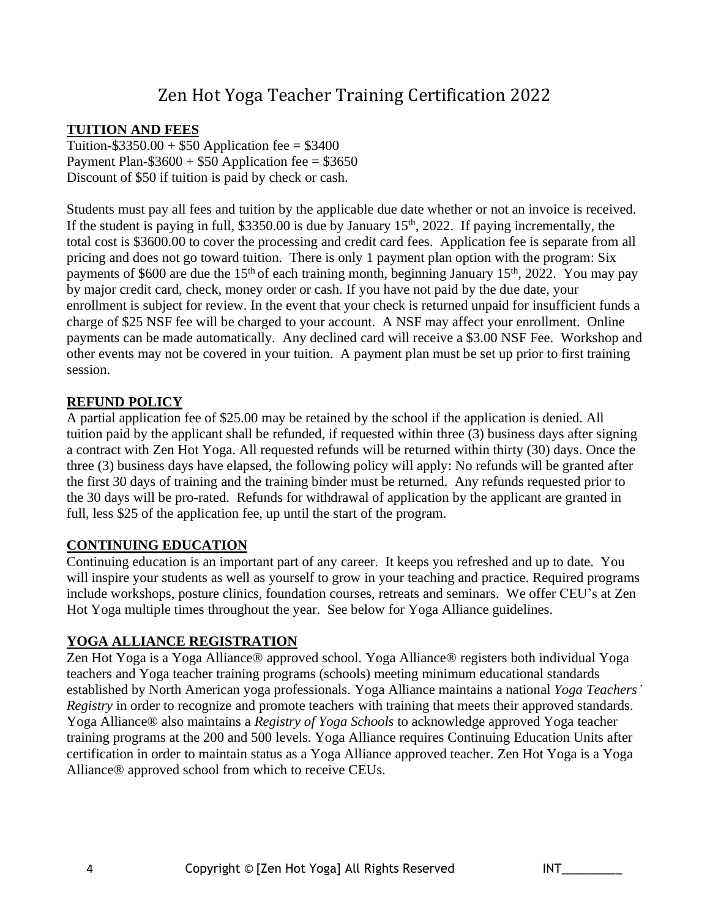# Zen Hot Yoga Teacher Training Certification 2022

## TUITION AND FEES

Tuition-$3350.00 + $50 Application fee = $3400
Payment Plan-$3600 + $50 Application fee = $3650
Discount of $50 if tuition is paid by check or cash.

Students must pay all fees and tuition by the applicable due date whether or not an invoice is received. If the student is paying in full, $3350.00 is due by January 15th, 2022. If paying incrementally, the total cost is $3600.00 to cover the processing and credit card fees. Application fee is separate from all pricing and does not go toward tuition. There is only 1 payment plan option with the program: Six payments of $600 are due the 15th of each training month, beginning January 15th, 2022. You may pay by major credit card, check, money order or cash. If you have not paid by the due date, your enrollment is subject for review. In the event that your check is returned unpaid for insufficient funds a charge of $25 NSF fee will be charged to your account. A NSF may affect your enrollment. Online payments can be made automatically. Any declined card will receive a $3.00 NSF Fee. Workshop and other events may not be covered in your tuition. A payment plan must be set up prior to first training session.

## REFUND POLICY

A partial application fee of $25.00 may be retained by the school if the application is denied. All tuition paid by the applicant shall be refunded, if requested within three (3) business days after signing a contract with Zen Hot Yoga. All requested refunds will be returned within thirty (30) days. Once the three (3) business days have elapsed, the following policy will apply: No refunds will be granted after the first 30 days of training and the training binder must be returned. Any refunds requested prior to the 30 days will be pro-rated. Refunds for withdrawal of application by the applicant are granted in full, less $25 of the application fee, up until the start of the program.

## CONTINUING EDUCATION

Continuing education is an important part of any career. It keeps you refreshed and up to date. You will inspire your students as well as yourself to grow in your teaching and practice. Required programs include workshops, posture clinics, foundation courses, retreats and seminars. We offer CEU's at Zen Hot Yoga multiple times throughout the year. See below for Yoga Alliance guidelines.

## YOGA ALLIANCE REGISTRATION

Zen Hot Yoga is a Yoga Alliance® approved school. Yoga Alliance® registers both individual Yoga teachers and Yoga teacher training programs (schools) meeting minimum educational standards established by North American yoga professionals. Yoga Alliance maintains a national *Yoga Teachers' Registry* in order to recognize and promote teachers with training that meets their approved standards. Yoga Alliance® also maintains a *Registry of Yoga Schools* to acknowledge approved Yoga teacher training programs at the 200 and 500 levels. Yoga Alliance requires Continuing Education Units after certification in order to maintain status as a Yoga Alliance approved teacher. Zen Hot Yoga is a Yoga Alliance® approved school from which to receive CEUs.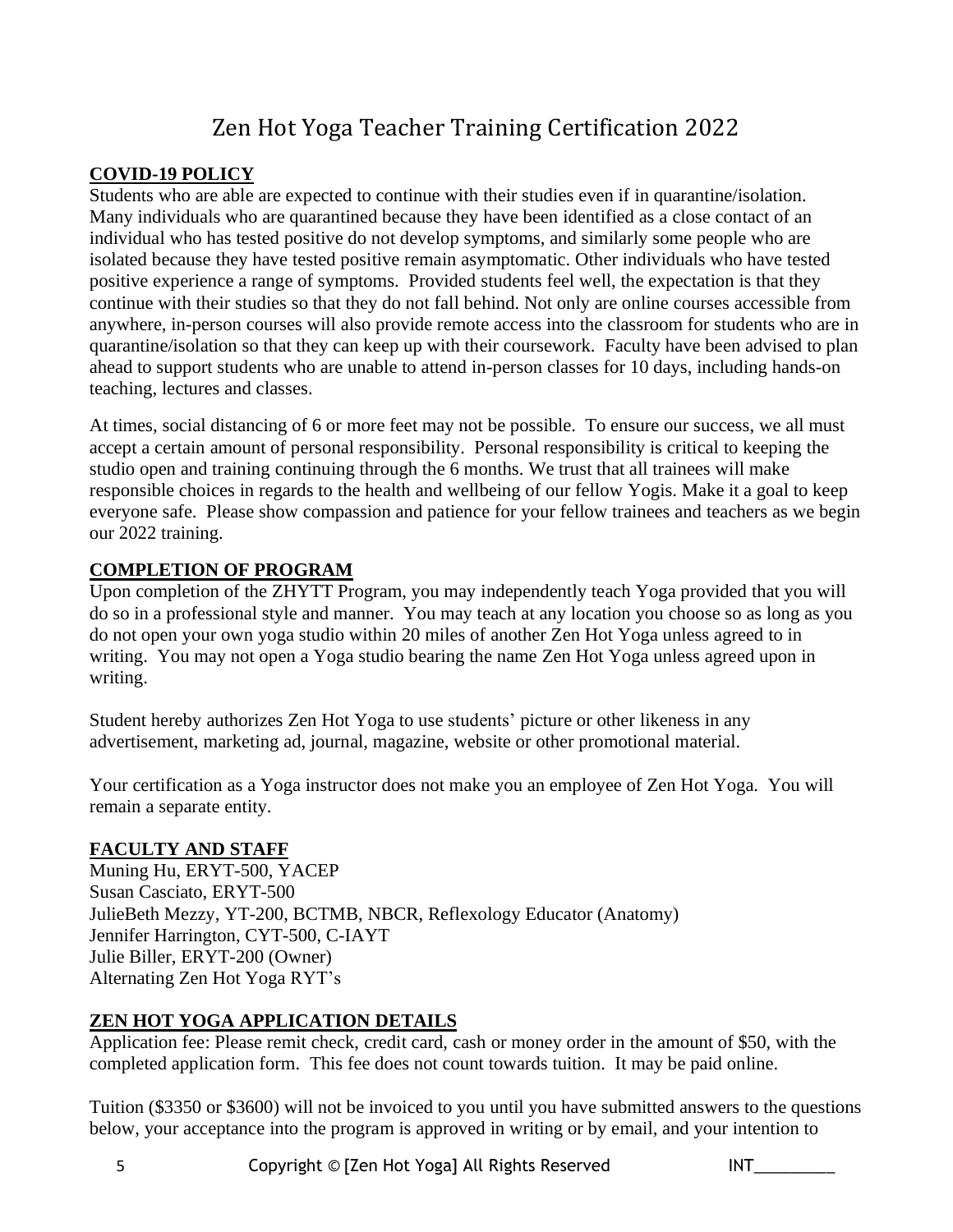# Zen Hot Yoga Teacher Training Certification 2022

## COVID-19 POLICY

Students who are able are expected to continue with their studies even if in quarantine/isolation. Many individuals who are quarantined because they have been identified as a close contact of an individual who has tested positive do not develop symptoms, and similarly some people who are isolated because they have tested positive remain asymptomatic. Other individuals who have tested positive experience a range of symptoms. Provided students feel well, the expectation is that they continue with their studies so that they do not fall behind. Not only are online courses accessible from anywhere, in-person courses will also provide remote access into the classroom for students who are in quarantine/isolation so that they can keep up with their coursework. Faculty have been advised to plan ahead to support students who are unable to attend in-person classes for 10 days, including hands-on teaching, lectures and classes.

At times, social distancing of 6 or more feet may not be possible. To ensure our success, we all must accept a certain amount of personal responsibility. Personal responsibility is critical to keeping the studio open and training continuing through the 6 months. We trust that all trainees will make responsible choices in regards to the health and wellbeing of our fellow Yogis. Make it a goal to keep everyone safe. Please show compassion and patience for your fellow trainees and teachers as we begin our 2022 training.

## COMPLETION OF PROGRAM

Upon completion of the ZHYTT Program, you may independently teach Yoga provided that you will do so in a professional style and manner. You may teach at any location you choose so as long as you do not open your own yoga studio within 20 miles of another Zen Hot Yoga unless agreed to in writing. You may not open a Yoga studio bearing the name Zen Hot Yoga unless agreed upon in writing.

Student hereby authorizes Zen Hot Yoga to use students' picture or other likeness in any advertisement, marketing ad, journal, magazine, website or other promotional material.

Your certification as a Yoga instructor does not make you an employee of Zen Hot Yoga. You will remain a separate entity.

## FACULTY AND STAFF

Muning Hu, ERYT-500, YACEP  
Susan Casciato, ERYT-500  
JulieBeth Mezzy, YT-200, BCTMB, NBCR, Reflexology Educator (Anatomy)  
Jennifer Harrington, CYT-500, C-IAYT  
Julie Biller, ERYT-200 (Owner)  
Alternating Zen Hot Yoga RYT's

## ZEN HOT YOGA APPLICATION DETAILS

Application fee: Please remit check, credit card, cash or money order in the amount of $50, with the completed application form. This fee does not count towards tuition. It may be paid online.

Tuition ($3350 or $3600) will not be invoiced to you until you have submitted answers to the questions below, your acceptance into the program is approved in writing or by email, and your intention to

Copyright © [Zen Hot Yoga] All Rights Reserved INT________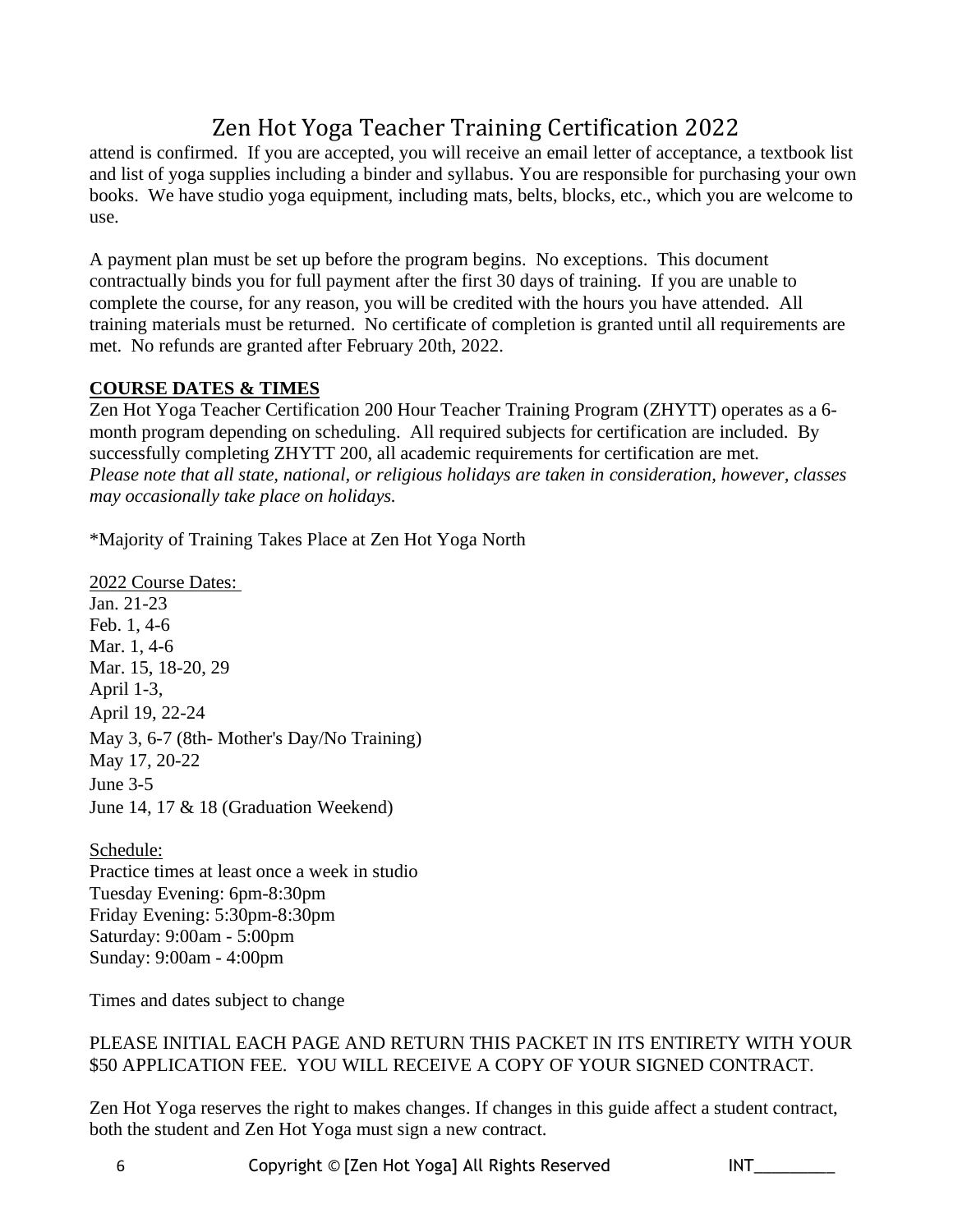attend is confirmed. If you are accepted, you will receive an email letter of acceptance, a textbook list and list of yoga supplies including a binder and syllabus. You are responsible for purchasing your own books. We have studio yoga equipment, including mats, belts, blocks, etc., which you are welcome to use.

A payment plan must be set up before the program begins. No exceptions. This document contractually binds you for full payment after the first 30 days of training. If you are unable to complete the course, for any reason, you will be credited with the hours you have attended. All training materials must be returned. No certificate of completion is granted until all requirements are met. No refunds are granted after February 20th, 2022.

**COURSE DATES & TIMES**

Zen Hot Yoga Teacher Certification 200 Hour Teacher Training Program (ZHYTT) operates as a 6-month program depending on scheduling. All required subjects for certification are included. By successfully completing ZHYTT 200, all academic requirements for certification are met.
*Please note that all state, national, or religious holidays are taken in consideration, however, classes may occasionally take place on holidays.*

*Majority of Training Takes Place at Zen Hot Yoga North

2022 Course Dates:
Jan. 21-23
Feb. 1, 4-6
Mar. 1, 4-6
Mar. 15, 18-20, 29
April 1-3,
April 19, 22-24
May 3, 6-7 (8th- Mother's Day/No Training)
May 17, 20-22
June 3-5
June 14, 17 & 18 (Graduation Weekend)

Schedule:
Practice times at least once a week in studio
Tuesday Evening: 6pm-8:30pm
Friday Evening: 5:30pm-8:30pm
Saturday: 9:00am - 5:00pm
Sunday: 9:00am - 4:00pm

Times and dates subject to change

PLEASE INITIAL EACH PAGE AND RETURN THIS PACKET IN ITS ENTIRETY WITH YOUR $50 APPLICATION FEE. YOU WILL RECEIVE A COPY OF YOUR SIGNED CONTRACT.

Zen Hot Yoga reserves the right to makes changes. If changes in this guide affect a student contract, both the student and Zen Hot Yoga must sign a new contract.

INT_________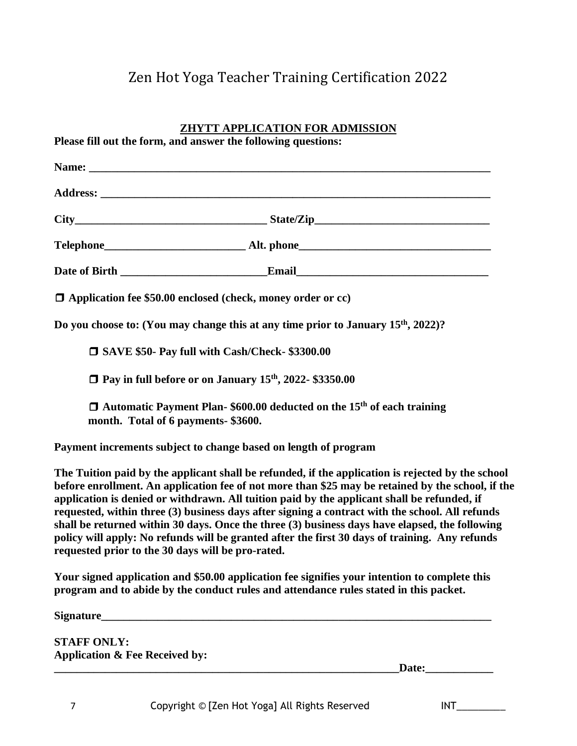# Zen Hot Yoga Teacher Training Certification 2022

## ZHYTT APPLICATION FOR ADMISSION

**Please fill out the form, and answer the following questions:**

**Name:** ______________________________________________________________________

**Address:** ____________________________________________________________________

**City**_________________________________ **State/Zip**_____________________________

**Telephone**________________________ **Alt. phone**________________________________

**Date of Birth** _________________________**Email**_________________________________

☐ **Application fee $50.00 enclosed (check, money order or cc)**

**Do you choose to: (You may change this at any time prior to January 15th, 2022)?**

- ☐ **SAVE $50- Pay full with Cash/Check- $3300.00**
- ☐ **Pay in full before or on January 15th, 2022- $3350.00**
- ☐ **Automatic Payment Plan- $600.00 deducted on the 15th of each training month. Total of 6 payments- $3600.**

**Payment increments subject to change based on length of program**

**The Tuition paid by the applicant shall be refunded, if the application is rejected by the school before enrollment. An application fee of not more than $25 may be retained by the school, if the application is denied or withdrawn. All tuition paid by the applicant shall be refunded, if requested, within three (3) business days after signing a contract with the school. All refunds shall be returned within 30 days. Once the three (3) business days have elapsed, the following policy will apply: No refunds will be granted after the first 30 days of training. Any refunds requested prior to the 30 days will be pro-rated.**

**Your signed application and $50.00 application fee signifies your intention to complete this program and to abide by the conduct rules and attendance rules stated in this packet.**

**Signature**______________________________________________________________________

**STAFF ONLY:**
**Application & Fee Received by:**
_______________________________________________________________**Date:**____________

INT_________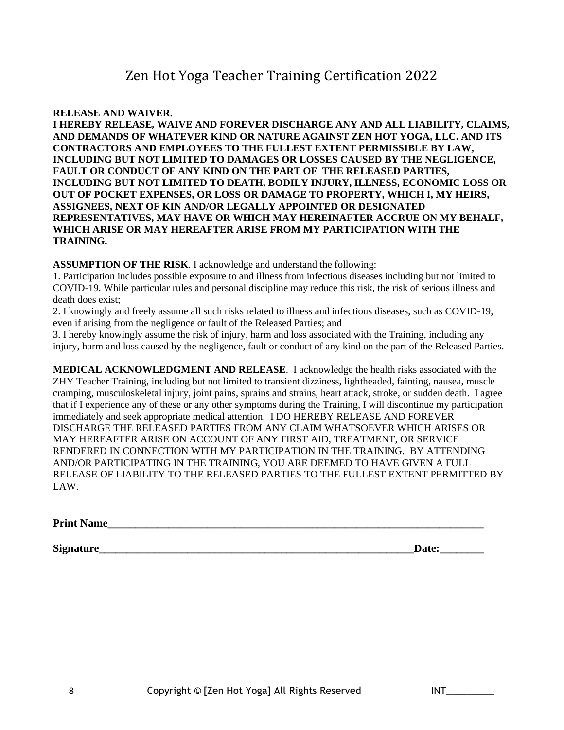# Zen Hot Yoga Teacher Training Certification 2022

**RELEASE AND WAIVER.**

**I HEREBY RELEASE, WAIVE AND FOREVER DISCHARGE ANY AND ALL LIABILITY, CLAIMS, AND DEMANDS OF WHATEVER KIND OR NATURE AGAINST ZEN HOT YOGA, LLC. AND ITS CONTRACTORS AND EMPLOYEES TO THE FULLEST EXTENT PERMISSIBLE BY LAW, INCLUDING BUT NOT LIMITED TO DAMAGES OR LOSSES CAUSED BY THE NEGLIGENCE, FAULT OR CONDUCT OF ANY KIND ON THE PART OF THE RELEASED PARTIES, INCLUDING BUT NOT LIMITED TO DEATH, BODILY INJURY, ILLNESS, ECONOMIC LOSS OR OUT OF POCKET EXPENSES, OR LOSS OR DAMAGE TO PROPERTY, WHICH I, MY HEIRS, ASSIGNEES, NEXT OF KIN AND/OR LEGALLY APPOINTED OR DESIGNATED REPRESENTATIVES, MAY HAVE OR WHICH MAY HEREINAFTER ACCRUE ON MY BEHALF, WHICH ARISE OR MAY HEREAFTER ARISE FROM MY PARTICIPATION WITH THE TRAINING.**

**ASSUMPTION OF THE RISK**. I acknowledge and understand the following:

1. Participation includes possible exposure to and illness from infectious diseases including but not limited to COVID-19. While particular rules and personal discipline may reduce this risk, the risk of serious illness and death does exist;
2. I knowingly and freely assume all such risks related to illness and infectious diseases, such as COVID-19, even if arising from the negligence or fault of the Released Parties; and
3. I hereby knowingly assume the risk of injury, harm and loss associated with the Training, including any injury, harm and loss caused by the negligence, fault or conduct of any kind on the part of the Released Parties.

**MEDICAL ACKNOWLEDGMENT AND RELEASE**. I acknowledge the health risks associated with the ZHY Teacher Training, including but not limited to transient dizziness, lightheaded, fainting, nausea, muscle cramping, musculoskeletal injury, joint pains, sprains and strains, heart attack, stroke, or sudden death. I agree that if I experience any of these or any other symptoms during the Training, I will discontinue my participation immediately and seek appropriate medical attention. I DO HEREBY RELEASE AND FOREVER DISCHARGE THE RELEASED PARTIES FROM ANY CLAIM WHATSOEVER WHICH ARISES OR MAY HEREAFTER ARISE ON ACCOUNT OF ANY FIRST AID, TREATMENT, OR SERVICE RENDERED IN CONNECTION WITH MY PARTICIPATION IN THE TRAINING. BY ATTENDING AND/OR PARTICIPATING IN THE TRAINING, YOU ARE DEEMED TO HAVE GIVEN A FULL RELEASE OF LIABILITY TO THE RELEASED PARTIES TO THE FULLEST EXTENT PERMITTED BY LAW.

**Print Name**\_\_\_\_\_\_\_\_\_\_\_\_\_\_\_\_\_\_\_\_\_\_\_\_\_\_\_\_\_\_\_\_\_\_\_\_\_\_\_\_\_\_\_\_\_\_\_\_\_\_\_\_\_\_\_\_\_\_\_\_

**Signature**\_\_\_\_\_\_\_\_\_\_\_\_\_\_\_\_\_\_\_\_\_\_\_\_\_\_\_\_\_\_\_\_\_\_\_\_\_\_\_\_\_\_\_\_\_\_\_\_\_\_**Date:**\_\_\_\_\_\_\_\_

Copyright © [Zen Hot Yoga] All Rights Reserved INT\_\_\_\_\_\_\_\_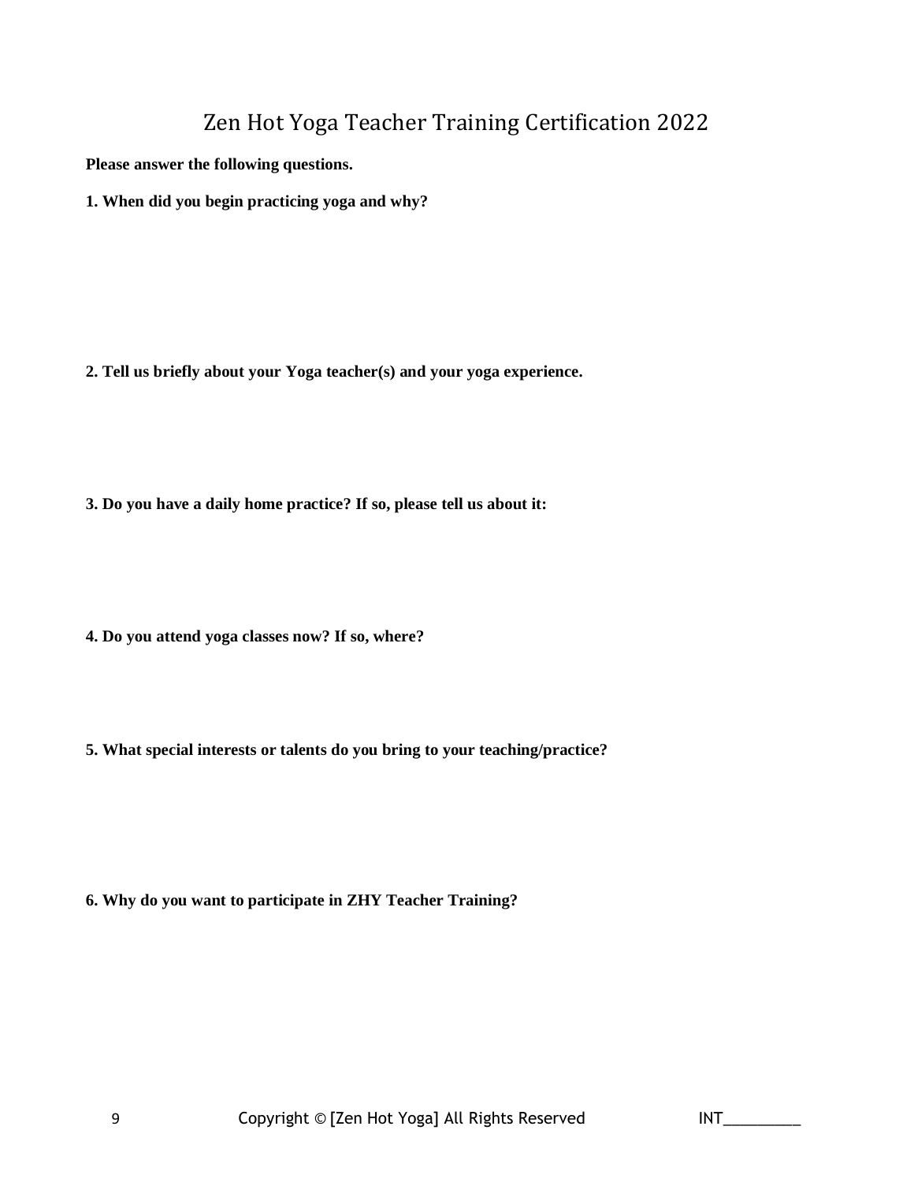# Zen Hot Yoga Teacher Training Certification 2022

**Please answer the following questions.**

**1. When did you begin practicing yoga and why?**

**2. Tell us briefly about your Yoga teacher(s) and your yoga experience.**

**3. Do you have a daily home practice? If so, please tell us about it:**

**4. Do you attend yoga classes now? If so, where?**

**5. What special interests or talents do you bring to your teaching/practice?**

**6. Why do you want to participate in ZHY Teacher Training?**

Copyright © [Zen Hot Yoga] All Rights Reserved INT_________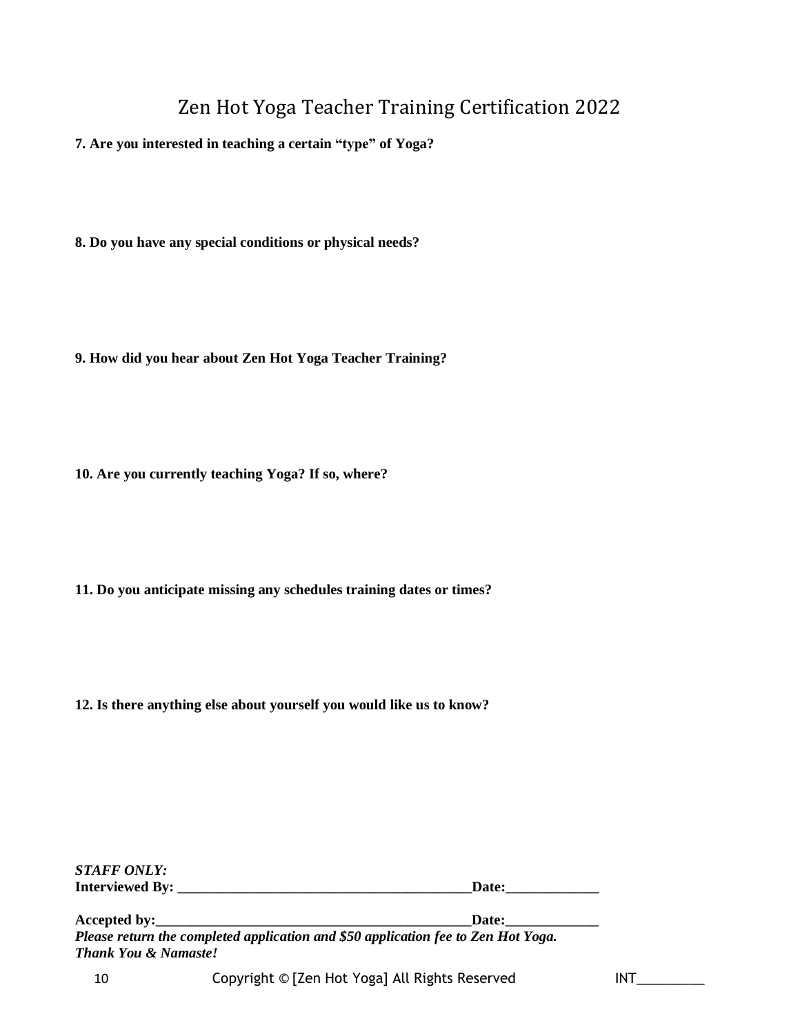# Zen Hot Yoga Teacher Training Certification 2022

**7. Are you interested in teaching a certain "type" of Yoga?**

**8. Do you have any special conditions or physical needs?**

**9. How did you hear about Zen Hot Yoga Teacher Training?**

**10. Are you currently teaching Yoga? If so, where?**

**11. Do you anticipate missing any schedules training dates or times?**

**12. Is there anything else about yourself you would like us to know?**

***STAFF ONLY:***

**Interviewed By: ________________________________________Date:_____________**

**Accepted by:____________________________________________Date:_____________**

***Please return the completed application and $50 application fee to Zen Hot Yoga.***
***Thank You & Namaste!***

Copyright © [Zen Hot Yoga] All Rights Reserved INT_________